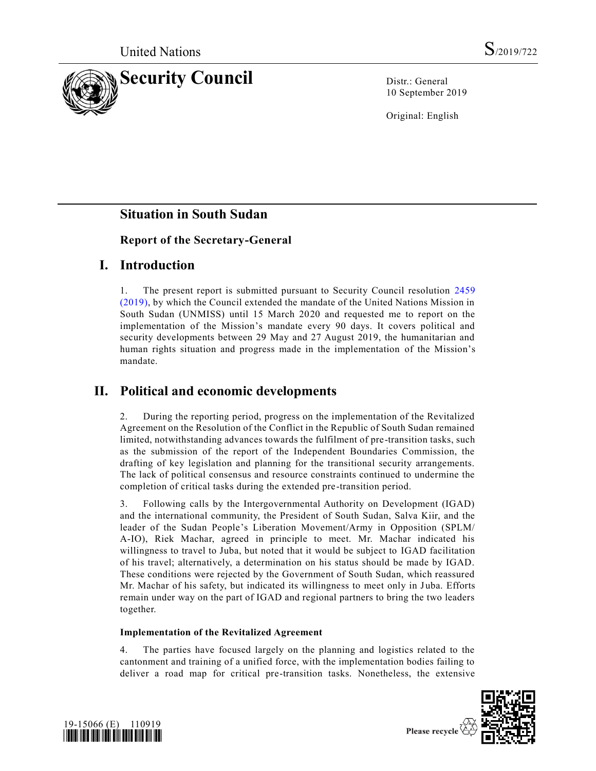United Nations

S/2019/722

# Security Council

Distr.: General
10 September 2019

Original: English

## Situation in South Sudan

### Report of the Secretary-General

## I. Introduction

1. The present report is submitted pursuant to Security Council resolution 2459 (2019), by which the Council extended the mandate of the United Nations Mission in South Sudan (UNMISS) until 15 March 2020 and requested me to report on the implementation of the Mission's mandate every 90 days. It covers political and security developments between 29 May and 27 August 2019, the humanitarian and human rights situation and progress made in the implementation of the Mission's mandate.

## II. Political and economic developments

2. During the reporting period, progress on the implementation of the Revitalized Agreement on the Resolution of the Conflict in the Republic of South Sudan remained limited, notwithstanding advances towards the fulfilment of pre-transition tasks, such as the submission of the report of the Independent Boundaries Commission, the drafting of key legislation and planning for the transitional security arrangements. The lack of political consensus and resource constraints continued to undermine the completion of critical tasks during the extended pre-transition period.

3. Following calls by the Intergovernmental Authority on Development (IGAD) and the international community, the President of South Sudan, Salva Kiir, and the leader of the Sudan People's Liberation Movement/Army in Opposition (SPLM/A-IO), Riek Machar, agreed in principle to meet. Mr. Machar indicated his willingness to travel to Juba, but noted that it would be subject to IGAD facilitation of his travel; alternatively, a determination on his status should be made by IGAD. These conditions were rejected by the Government of South Sudan, which reassured Mr. Machar of his safety, but indicated its willingness to meet only in Juba. Efforts remain under way on the part of IGAD and regional partners to bring the two leaders together.

**Implementation of the Revitalized Agreement**

4. The parties have focused largely on the planning and logistics related to the cantonment and training of a unified force, with the implementation bodies failing to deliver a road map for critical pre-transition tasks. Nonetheless, the extensive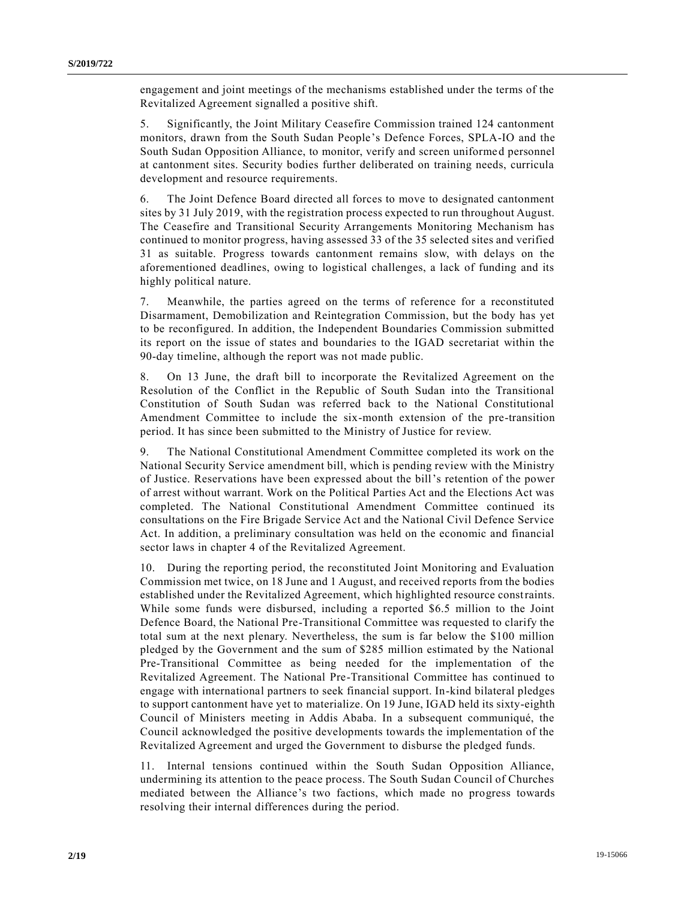engagement and joint meetings of the mechanisms established under the terms of the Revitalized Agreement signalled a positive shift.

5. Significantly, the Joint Military Ceasefire Commission trained 124 cantonment monitors, drawn from the South Sudan People's Defence Forces, SPLA-IO and the South Sudan Opposition Alliance, to monitor, verify and screen uniformed personnel at cantonment sites. Security bodies further deliberated on training needs, curricula development and resource requirements.

6. The Joint Defence Board directed all forces to move to designated cantonment sites by 31 July 2019, with the registration process expected to run throughout August. The Ceasefire and Transitional Security Arrangements Monitoring Mechanism has continued to monitor progress, having assessed 33 of the 35 selected sites and verified 31 as suitable. Progress towards cantonment remains slow, with delays on the aforementioned deadlines, owing to logistical challenges, a lack of funding and its highly political nature.

7. Meanwhile, the parties agreed on the terms of reference for a reconstituted Disarmament, Demobilization and Reintegration Commission, but the body has yet to be reconfigured. In addition, the Independent Boundaries Commission submitted its report on the issue of states and boundaries to the IGAD secretariat within the 90-day timeline, although the report was not made public.

8. On 13 June, the draft bill to incorporate the Revitalized Agreement on the Resolution of the Conflict in the Republic of South Sudan into the Transitional Constitution of South Sudan was referred back to the National Constitutional Amendment Committee to include the six-month extension of the pre-transition period. It has since been submitted to the Ministry of Justice for review.

9. The National Constitutional Amendment Committee completed its work on the National Security Service amendment bill, which is pending review with the Ministry of Justice. Reservations have been expressed about the bill's retention of the power of arrest without warrant. Work on the Political Parties Act and the Elections Act was completed. The National Constitutional Amendment Committee continued its consultations on the Fire Brigade Service Act and the National Civil Defence Service Act. In addition, a preliminary consultation was held on the economic and financial sector laws in chapter 4 of the Revitalized Agreement.

10. During the reporting period, the reconstituted Joint Monitoring and Evaluation Commission met twice, on 18 June and 1 August, and received reports from the bodies established under the Revitalized Agreement, which highlighted resource constraints. While some funds were disbursed, including a reported $6.5 million to the Joint Defence Board, the National Pre-Transitional Committee was requested to clarify the total sum at the next plenary. Nevertheless, the sum is far below the $100 million pledged by the Government and the sum of $285 million estimated by the National Pre-Transitional Committee as being needed for the implementation of the Revitalized Agreement. The National Pre-Transitional Committee has continued to engage with international partners to seek financial support. In-kind bilateral pledges to support cantonment have yet to materialize. On 19 June, IGAD held its sixty-eighth Council of Ministers meeting in Addis Ababa. In a subsequent communiqué, the Council acknowledged the positive developments towards the implementation of the Revitalized Agreement and urged the Government to disburse the pledged funds.

11. Internal tensions continued within the South Sudan Opposition Alliance, undermining its attention to the peace process. The South Sudan Council of Churches mediated between the Alliance's two factions, which made no progress towards resolving their internal differences during the period.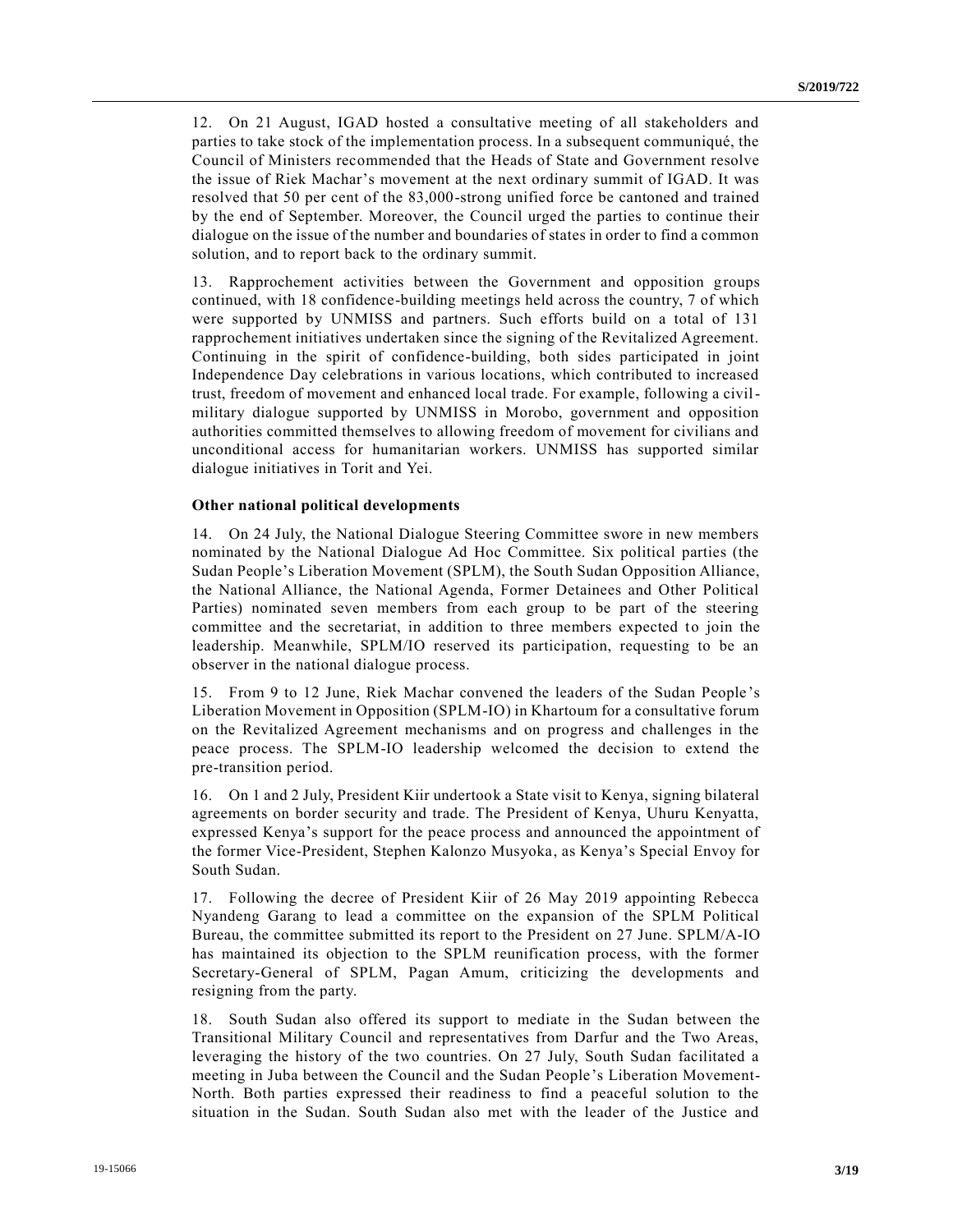12. On 21 August, IGAD hosted a consultative meeting of all stakeholders and parties to take stock of the implementation process. In a subsequent communiqué, the Council of Ministers recommended that the Heads of State and Government resolve the issue of Riek Machar's movement at the next ordinary summit of IGAD. It was resolved that 50 per cent of the 83,000-strong unified force be cantoned and trained by the end of September. Moreover, the Council urged the parties to continue their dialogue on the issue of the number and boundaries of states in order to find a common solution, and to report back to the ordinary summit.

13. Rapprochement activities between the Government and opposition groups continued, with 18 confidence-building meetings held across the country, 7 of which were supported by UNMISS and partners. Such efforts build on a total of 131 rapprochement initiatives undertaken since the signing of the Revitalized Agreement. Continuing in the spirit of confidence-building, both sides participated in joint Independence Day celebrations in various locations, which contributed to increased trust, freedom of movement and enhanced local trade. For example, following a civil-military dialogue supported by UNMISS in Morobo, government and opposition authorities committed themselves to allowing freedom of movement for civilians and unconditional access for humanitarian workers. UNMISS has supported similar dialogue initiatives in Torit and Yei.

**Other national political developments**

14. On 24 July, the National Dialogue Steering Committee swore in new members nominated by the National Dialogue Ad Hoc Committee. Six political parties (the Sudan People's Liberation Movement (SPLM), the South Sudan Opposition Alliance, the National Alliance, the National Agenda, Former Detainees and Other Political Parties) nominated seven members from each group to be part of the steering committee and the secretariat, in addition to three members expected to join the leadership. Meanwhile, SPLM/IO reserved its participation, requesting to be an observer in the national dialogue process.

15. From 9 to 12 June, Riek Machar convened the leaders of the Sudan People's Liberation Movement in Opposition (SPLM-IO) in Khartoum for a consultative forum on the Revitalized Agreement mechanisms and on progress and challenges in the peace process. The SPLM-IO leadership welcomed the decision to extend the pre-transition period.

16. On 1 and 2 July, President Kiir undertook a State visit to Kenya, signing bilateral agreements on border security and trade. The President of Kenya, Uhuru Kenyatta, expressed Kenya's support for the peace process and announced the appointment of the former Vice-President, Stephen Kalonzo Musyoka, as Kenya's Special Envoy for South Sudan.

17. Following the decree of President Kiir of 26 May 2019 appointing Rebecca Nyandeng Garang to lead a committee on the expansion of the SPLM Political Bureau, the committee submitted its report to the President on 27 June. SPLM/A-IO has maintained its objection to the SPLM reunification process, with the former Secretary-General of SPLM, Pagan Amum, criticizing the developments and resigning from the party.

18. South Sudan also offered its support to mediate in the Sudan between the Transitional Military Council and representatives from Darfur and the Two Areas, leveraging the history of the two countries. On 27 July, South Sudan facilitated a meeting in Juba between the Council and the Sudan People's Liberation Movement-North. Both parties expressed their readiness to find a peaceful solution to the situation in the Sudan. South Sudan also met with the leader of the Justice and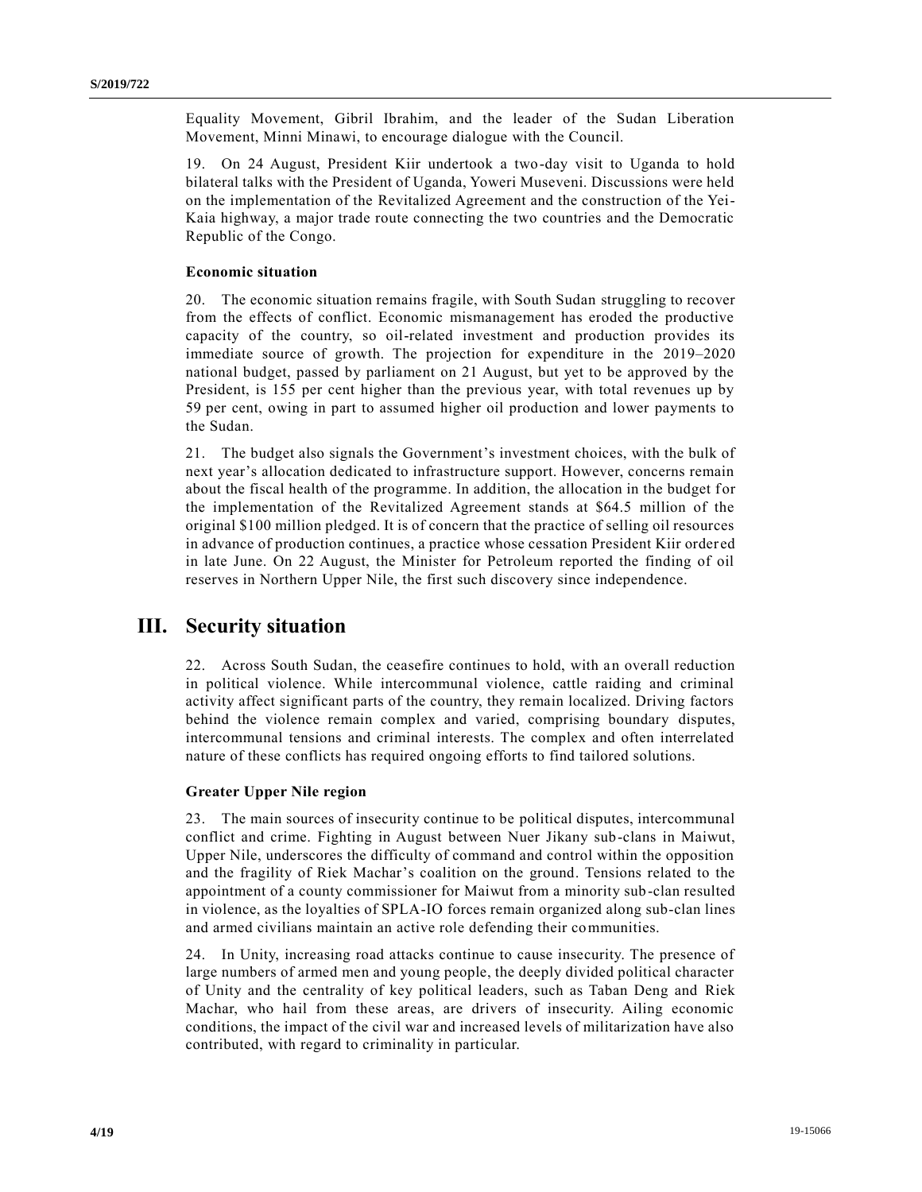Equality Movement, Gibril Ibrahim, and the leader of the Sudan Liberation Movement, Minni Minawi, to encourage dialogue with the Council.

19. On 24 August, President Kiir undertook a two-day visit to Uganda to hold bilateral talks with the President of Uganda, Yoweri Museveni. Discussions were held on the implementation of the Revitalized Agreement and the construction of the Yei-Kaia highway, a major trade route connecting the two countries and the Democratic Republic of the Congo.

### Economic situation

20. The economic situation remains fragile, with South Sudan struggling to recover from the effects of conflict. Economic mismanagement has eroded the productive capacity of the country, so oil-related investment and production provides its immediate source of growth. The projection for expenditure in the 2019–2020 national budget, passed by parliament on 21 August, but yet to be approved by the President, is 155 per cent higher than the previous year, with total revenues up by 59 per cent, owing in part to assumed higher oil production and lower payments to the Sudan.

21. The budget also signals the Government's investment choices, with the bulk of next year's allocation dedicated to infrastructure support. However, concerns remain about the fiscal health of the programme. In addition, the allocation in the budget for the implementation of the Revitalized Agreement stands at $64.5 million of the original $100 million pledged. It is of concern that the practice of selling oil resources in advance of production continues, a practice whose cessation President Kiir ordered in late June. On 22 August, the Minister for Petroleum reported the finding of oil reserves in Northern Upper Nile, the first such discovery since independence.

## III. Security situation

22. Across South Sudan, the ceasefire continues to hold, with an overall reduction in political violence. While intercommunal violence, cattle raiding and criminal activity affect significant parts of the country, they remain localized. Driving factors behind the violence remain complex and varied, comprising boundary disputes, intercommunal tensions and criminal interests. The complex and often interrelated nature of these conflicts has required ongoing efforts to find tailored solutions.

### Greater Upper Nile region

23. The main sources of insecurity continue to be political disputes, intercommunal conflict and crime. Fighting in August between Nuer Jikany sub-clans in Maiwut, Upper Nile, underscores the difficulty of command and control within the opposition and the fragility of Riek Machar's coalition on the ground. Tensions related to the appointment of a county commissioner for Maiwut from a minority sub-clan resulted in violence, as the loyalties of SPLA-IO forces remain organized along sub-clan lines and armed civilians maintain an active role defending their communities.

24. In Unity, increasing road attacks continue to cause insecurity. The presence of large numbers of armed men and young people, the deeply divided political character of Unity and the centrality of key political leaders, such as Taban Deng and Riek Machar, who hail from these areas, are drivers of insecurity. Ailing economic conditions, the impact of the civil war and increased levels of militarization have also contributed, with regard to criminality in particular.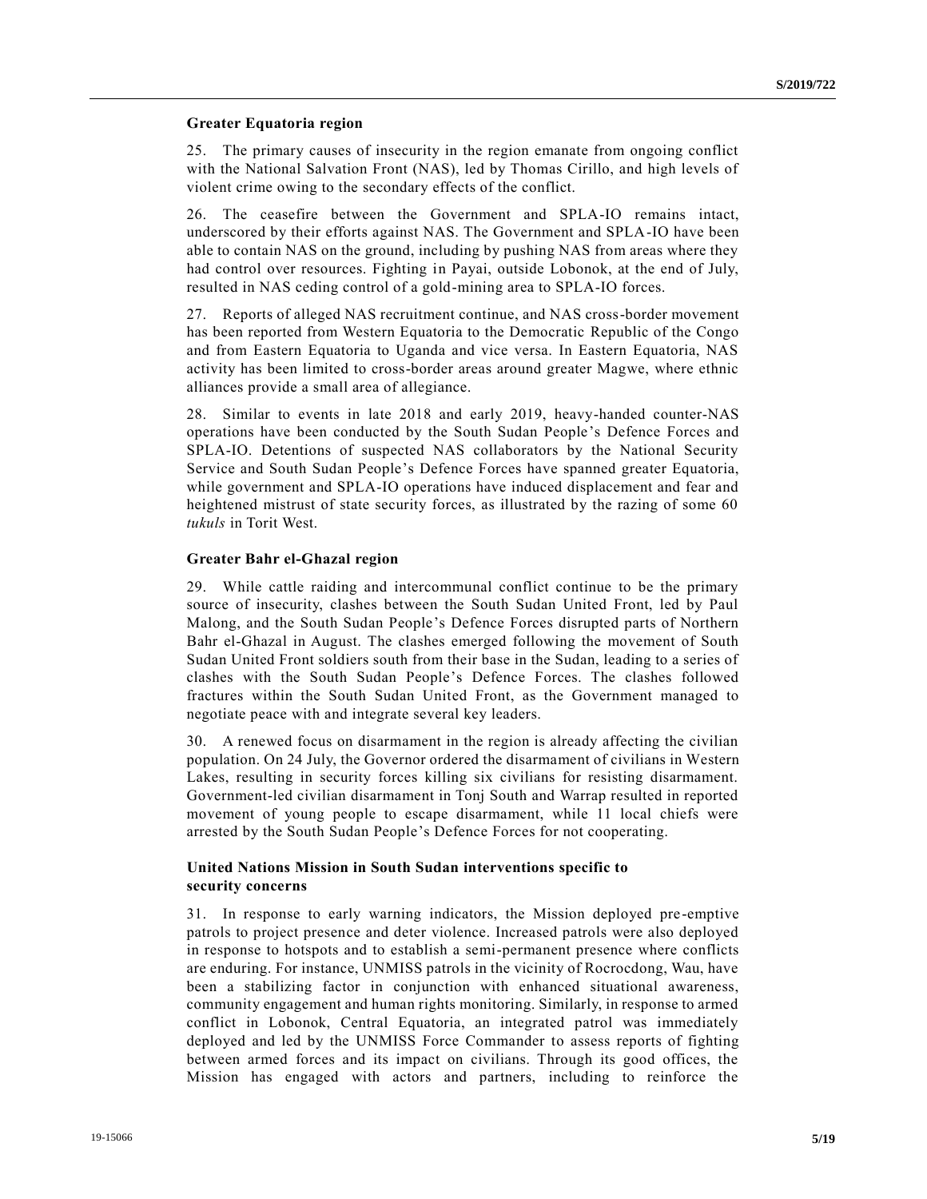### Greater Equatoria region

25. The primary causes of insecurity in the region emanate from ongoing conflict with the National Salvation Front (NAS), led by Thomas Cirillo, and high levels of violent crime owing to the secondary effects of the conflict.

26. The ceasefire between the Government and SPLA-IO remains intact, underscored by their efforts against NAS. The Government and SPLA-IO have been able to contain NAS on the ground, including by pushing NAS from areas where they had control over resources. Fighting in Payai, outside Lobonok, at the end of July, resulted in NAS ceding control of a gold-mining area to SPLA-IO forces.

27. Reports of alleged NAS recruitment continue, and NAS cross-border movement has been reported from Western Equatoria to the Democratic Republic of the Congo and from Eastern Equatoria to Uganda and vice versa. In Eastern Equatoria, NAS activity has been limited to cross-border areas around greater Magwe, where ethnic alliances provide a small area of allegiance.

28. Similar to events in late 2018 and early 2019, heavy-handed counter-NAS operations have been conducted by the South Sudan People's Defence Forces and SPLA-IO. Detentions of suspected NAS collaborators by the National Security Service and South Sudan People's Defence Forces have spanned greater Equatoria, while government and SPLA-IO operations have induced displacement and fear and heightened mistrust of state security forces, as illustrated by the razing of some 60 *tukuls* in Torit West.

### Greater Bahr el-Ghazal region

29. While cattle raiding and intercommunal conflict continue to be the primary source of insecurity, clashes between the South Sudan United Front, led by Paul Malong, and the South Sudan People's Defence Forces disrupted parts of Northern Bahr el-Ghazal in August. The clashes emerged following the movement of South Sudan United Front soldiers south from their base in the Sudan, leading to a series of clashes with the South Sudan People's Defence Forces. The clashes followed fractures within the South Sudan United Front, as the Government managed to negotiate peace with and integrate several key leaders.

30. A renewed focus on disarmament in the region is already affecting the civilian population. On 24 July, the Governor ordered the disarmament of civilians in Western Lakes, resulting in security forces killing six civilians for resisting disarmament. Government-led civilian disarmament in Tonj South and Warrap resulted in reported movement of young people to escape disarmament, while 11 local chiefs were arrested by the South Sudan People's Defence Forces for not cooperating.

### United Nations Mission in South Sudan interventions specific to security concerns

31. In response to early warning indicators, the Mission deployed pre-emptive patrols to project presence and deter violence. Increased patrols were also deployed in response to hotspots and to establish a semi-permanent presence where conflicts are enduring. For instance, UNMISS patrols in the vicinity of Rocrocdong, Wau, have been a stabilizing factor in conjunction with enhanced situational awareness, community engagement and human rights monitoring. Similarly, in response to armed conflict in Lobonok, Central Equatoria, an integrated patrol was immediately deployed and led by the UNMISS Force Commander to assess reports of fighting between armed forces and its impact on civilians. Through its good offices, the Mission has engaged with actors and partners, including to reinforce the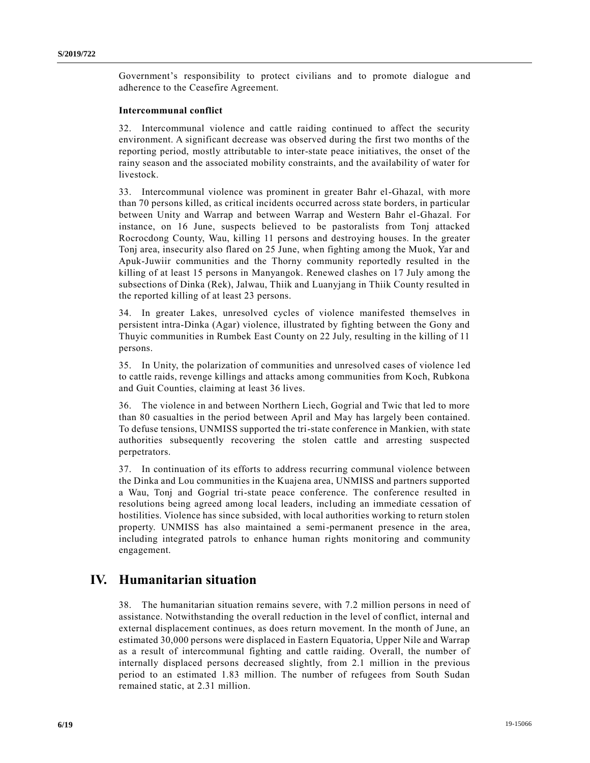Government's responsibility to protect civilians and to promote dialogue and adherence to the Ceasefire Agreement.

**Intercommunal conflict**

32. Intercommunal violence and cattle raiding continued to affect the security environment. A significant decrease was observed during the first two months of the reporting period, mostly attributable to inter-state peace initiatives, the onset of the rainy season and the associated mobility constraints, and the availability of water for livestock.

33. Intercommunal violence was prominent in greater Bahr el-Ghazal, with more than 70 persons killed, as critical incidents occurred across state borders, in particular between Unity and Warrap and between Warrap and Western Bahr el-Ghazal. For instance, on 16 June, suspects believed to be pastoralists from Tonj attacked Rocrocdong County, Wau, killing 11 persons and destroying houses. In the greater Tonj area, insecurity also flared on 25 June, when fighting among the Muok, Yar and Apuk-Juwiir communities and the Thorny community reportedly resulted in the killing of at least 15 persons in Manyangok. Renewed clashes on 17 July among the subsections of Dinka (Rek), Jalwau, Thiik and Luanyjang in Thiik County resulted in the reported killing of at least 23 persons.

34. In greater Lakes, unresolved cycles of violence manifested themselves in persistent intra-Dinka (Agar) violence, illustrated by fighting between the Gony and Thuyic communities in Rumbek East County on 22 July, resulting in the killing of 11 persons.

35. In Unity, the polarization of communities and unresolved cases of violence led to cattle raids, revenge killings and attacks among communities from Koch, Rubkona and Guit Counties, claiming at least 36 lives.

36. The violence in and between Northern Liech, Gogrial and Twic that led to more than 80 casualties in the period between April and May has largely been contained. To defuse tensions, UNMISS supported the tri-state conference in Mankien, with state authorities subsequently recovering the stolen cattle and arresting suspected perpetrators.

37. In continuation of its efforts to address recurring communal violence between the Dinka and Lou communities in the Kuajena area, UNMISS and partners supported a Wau, Tonj and Gogrial tri-state peace conference. The conference resulted in resolutions being agreed among local leaders, including an immediate cessation of hostilities. Violence has since subsided, with local authorities working to return stolen property. UNMISS has also maintained a semi-permanent presence in the area, including integrated patrols to enhance human rights monitoring and community engagement.

# IV. Humanitarian situation

38. The humanitarian situation remains severe, with 7.2 million persons in need of assistance. Notwithstanding the overall reduction in the level of conflict, internal and external displacement continues, as does return movement. In the month of June, an estimated 30,000 persons were displaced in Eastern Equatoria, Upper Nile and Warrap as a result of intercommunal fighting and cattle raiding. Overall, the number of internally displaced persons decreased slightly, from 2.1 million in the previous period to an estimated 1.83 million. The number of refugees from South Sudan remained static, at 2.31 million.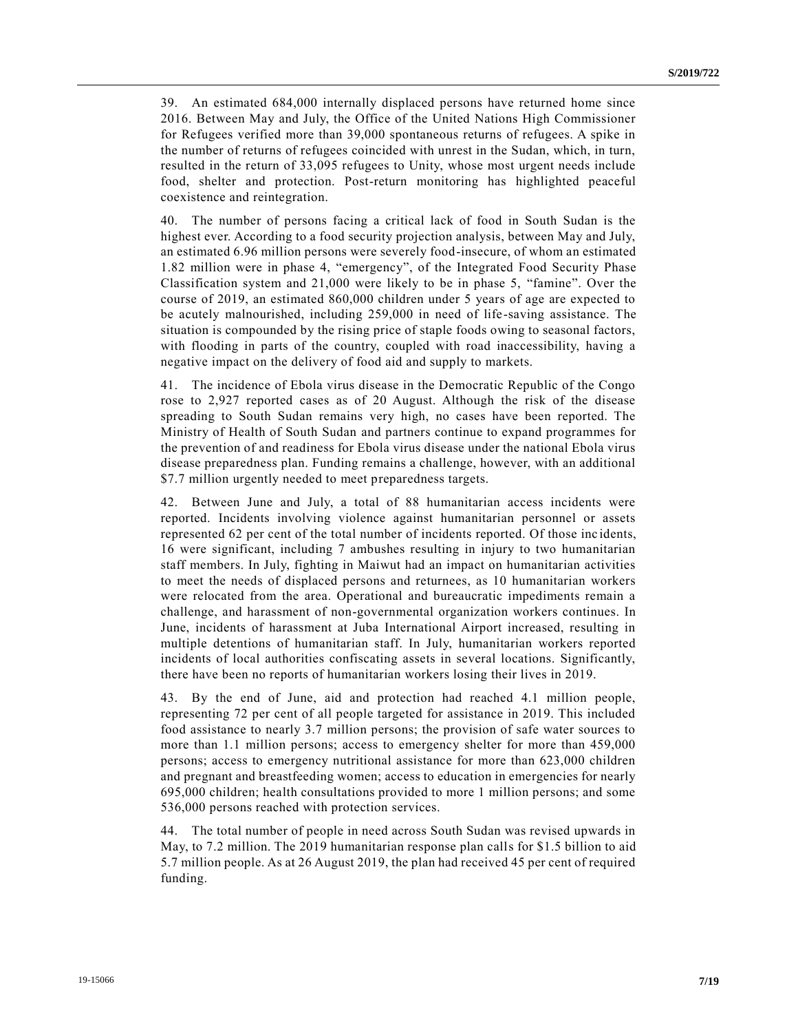39. An estimated 684,000 internally displaced persons have returned home since 2016. Between May and July, the Office of the United Nations High Commissioner for Refugees verified more than 39,000 spontaneous returns of refugees. A spike in the number of returns of refugees coincided with unrest in the Sudan, which, in turn, resulted in the return of 33,095 refugees to Unity, whose most urgent needs include food, shelter and protection. Post-return monitoring has highlighted peaceful coexistence and reintegration.

40. The number of persons facing a critical lack of food in South Sudan is the highest ever. According to a food security projection analysis, between May and July, an estimated 6.96 million persons were severely food-insecure, of whom an estimated 1.82 million were in phase 4, "emergency", of the Integrated Food Security Phase Classification system and 21,000 were likely to be in phase 5, "famine". Over the course of 2019, an estimated 860,000 children under 5 years of age are expected to be acutely malnourished, including 259,000 in need of life-saving assistance. The situation is compounded by the rising price of staple foods owing to seasonal factors, with flooding in parts of the country, coupled with road inaccessibility, having a negative impact on the delivery of food aid and supply to markets.

41. The incidence of Ebola virus disease in the Democratic Republic of the Congo rose to 2,927 reported cases as of 20 August. Although the risk of the disease spreading to South Sudan remains very high, no cases have been reported. The Ministry of Health of South Sudan and partners continue to expand programmes for the prevention of and readiness for Ebola virus disease under the national Ebola virus disease preparedness plan. Funding remains a challenge, however, with an additional $7.7 million urgently needed to meet preparedness targets.

42. Between June and July, a total of 88 humanitarian access incidents were reported. Incidents involving violence against humanitarian personnel or assets represented 62 per cent of the total number of incidents reported. Of those incidents, 16 were significant, including 7 ambushes resulting in injury to two humanitarian staff members. In July, fighting in Maiwut had an impact on humanitarian activities to meet the needs of displaced persons and returnees, as 10 humanitarian workers were relocated from the area. Operational and bureaucratic impediments remain a challenge, and harassment of non-governmental organization workers continues. In June, incidents of harassment at Juba International Airport increased, resulting in multiple detentions of humanitarian staff. In July, humanitarian workers reported incidents of local authorities confiscating assets in several locations. Significantly, there have been no reports of humanitarian workers losing their lives in 2019.

43. By the end of June, aid and protection had reached 4.1 million people, representing 72 per cent of all people targeted for assistance in 2019. This included food assistance to nearly 3.7 million persons; the provision of safe water sources to more than 1.1 million persons; access to emergency shelter for more than 459,000 persons; access to emergency nutritional assistance for more than 623,000 children and pregnant and breastfeeding women; access to education in emergencies for nearly 695,000 children; health consultations provided to more 1 million persons; and some 536,000 persons reached with protection services.

44. The total number of people in need across South Sudan was revised upwards in May, to 7.2 million. The 2019 humanitarian response plan calls for $1.5 billion to aid 5.7 million people. As at 26 August 2019, the plan had received 45 per cent of required funding.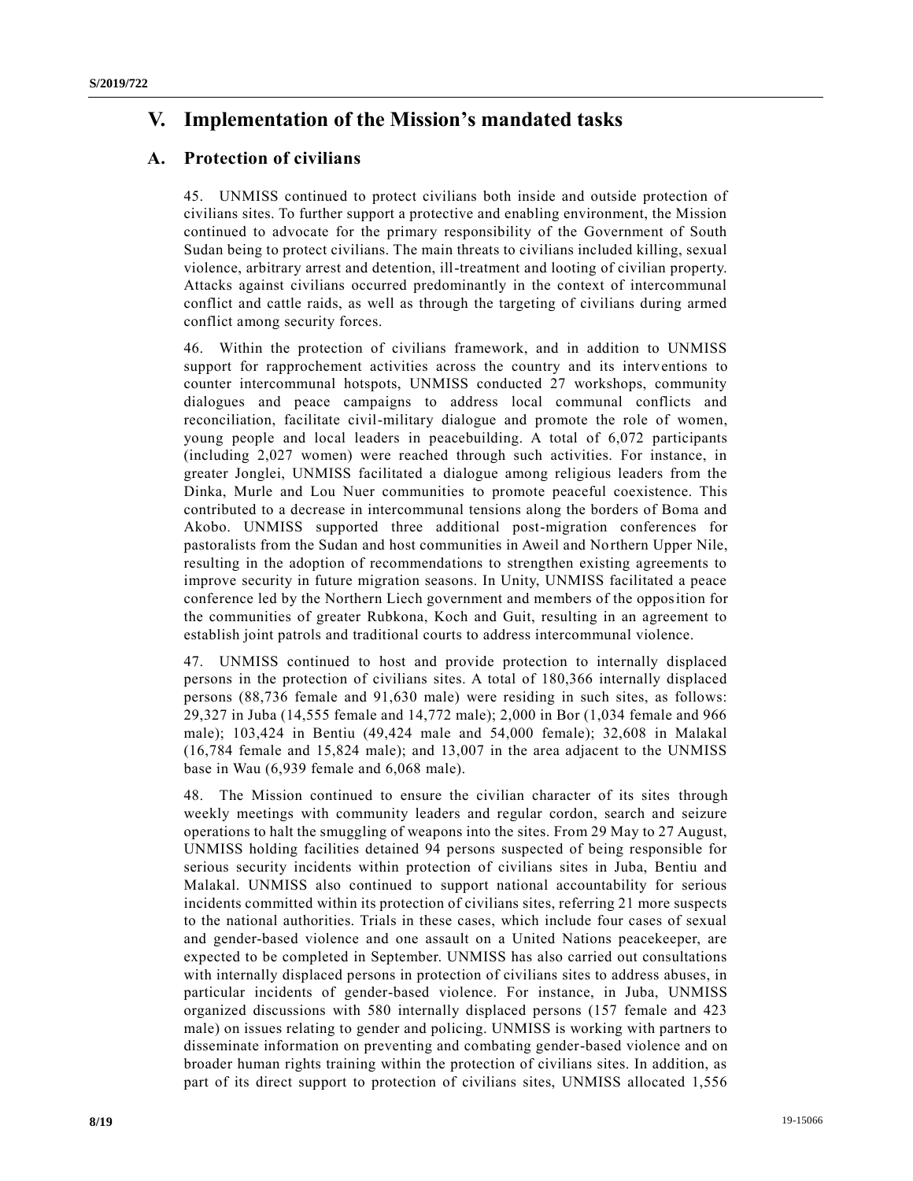## V. Implementation of the Mission's mandated tasks

### A. Protection of civilians

45. UNMISS continued to protect civilians both inside and outside protection of civilians sites. To further support a protective and enabling environment, the Mission continued to advocate for the primary responsibility of the Government of South Sudan being to protect civilians. The main threats to civilians included killing, sexual violence, arbitrary arrest and detention, ill-treatment and looting of civilian property. Attacks against civilians occurred predominantly in the context of intercommunal conflict and cattle raids, as well as through the targeting of civilians during armed conflict among security forces.

46. Within the protection of civilians framework, and in addition to UNMISS support for rapprochement activities across the country and its interventions to counter intercommunal hotspots, UNMISS conducted 27 workshops, community dialogues and peace campaigns to address local communal conflicts and reconciliation, facilitate civil-military dialogue and promote the role of women, young people and local leaders in peacebuilding. A total of 6,072 participants (including 2,027 women) were reached through such activities. For instance, in greater Jonglei, UNMISS facilitated a dialogue among religious leaders from the Dinka, Murle and Lou Nuer communities to promote peaceful coexistence. This contributed to a decrease in intercommunal tensions along the borders of Boma and Akobo. UNMISS supported three additional post-migration conferences for pastoralists from the Sudan and host communities in Aweil and Northern Upper Nile, resulting in the adoption of recommendations to strengthen existing agreements to improve security in future migration seasons. In Unity, UNMISS facilitated a peace conference led by the Northern Liech government and members of the opposition for the communities of greater Rubkona, Koch and Guit, resulting in an agreement to establish joint patrols and traditional courts to address intercommunal violence.

47. UNMISS continued to host and provide protection to internally displaced persons in the protection of civilians sites. A total of 180,366 internally displaced persons (88,736 female and 91,630 male) were residing in such sites, as follows: 29,327 in Juba (14,555 female and 14,772 male); 2,000 in Bor (1,034 female and 966 male); 103,424 in Bentiu (49,424 male and 54,000 female); 32,608 in Malakal (16,784 female and 15,824 male); and 13,007 in the area adjacent to the UNMISS base in Wau (6,939 female and 6,068 male).

48. The Mission continued to ensure the civilian character of its sites through weekly meetings with community leaders and regular cordon, search and seizure operations to halt the smuggling of weapons into the sites. From 29 May to 27 August, UNMISS holding facilities detained 94 persons suspected of being responsible for serious security incidents within protection of civilians sites in Juba, Bentiu and Malakal. UNMISS also continued to support national accountability for serious incidents committed within its protection of civilians sites, referring 21 more suspects to the national authorities. Trials in these cases, which include four cases of sexual and gender-based violence and one assault on a United Nations peacekeeper, are expected to be completed in September. UNMISS has also carried out consultations with internally displaced persons in protection of civilians sites to address abuses, in particular incidents of gender-based violence. For instance, in Juba, UNMISS organized discussions with 580 internally displaced persons (157 female and 423 male) on issues relating to gender and policing. UNMISS is working with partners to disseminate information on preventing and combating gender-based violence and on broader human rights training within the protection of civilians sites. In addition, as part of its direct support to protection of civilians sites, UNMISS allocated 1,556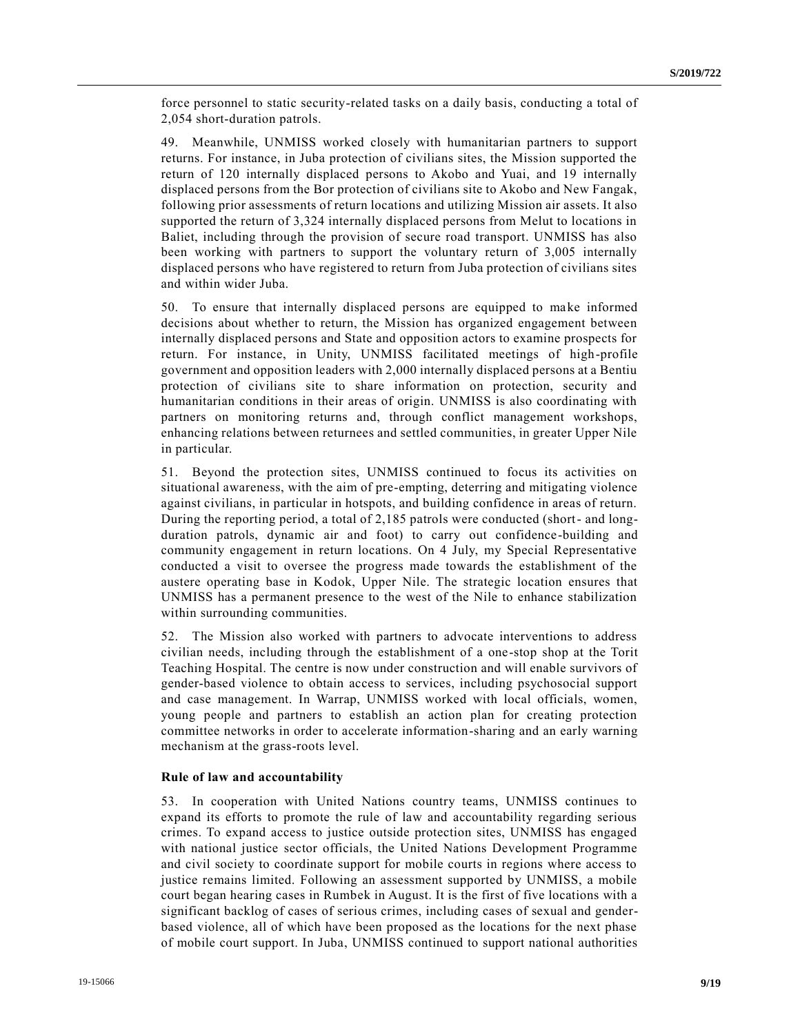force personnel to static security-related tasks on a daily basis, conducting a total of 2,054 short-duration patrols.

49. Meanwhile, UNMISS worked closely with humanitarian partners to support returns. For instance, in Juba protection of civilians sites, the Mission supported the return of 120 internally displaced persons to Akobo and Yuai, and 19 internally displaced persons from the Bor protection of civilians site to Akobo and New Fangak, following prior assessments of return locations and utilizing Mission air assets. It also supported the return of 3,324 internally displaced persons from Melut to locations in Baliet, including through the provision of secure road transport. UNMISS has also been working with partners to support the voluntary return of 3,005 internally displaced persons who have registered to return from Juba protection of civilians sites and within wider Juba.

50. To ensure that internally displaced persons are equipped to make informed decisions about whether to return, the Mission has organized engagement between internally displaced persons and State and opposition actors to examine prospects for return. For instance, in Unity, UNMISS facilitated meetings of high-profile government and opposition leaders with 2,000 internally displaced persons at a Bentiu protection of civilians site to share information on protection, security and humanitarian conditions in their areas of origin. UNMISS is also coordinating with partners on monitoring returns and, through conflict management workshops, enhancing relations between returnees and settled communities, in greater Upper Nile in particular.

51. Beyond the protection sites, UNMISS continued to focus its activities on situational awareness, with the aim of pre-empting, deterring and mitigating violence against civilians, in particular in hotspots, and building confidence in areas of return. During the reporting period, a total of 2,185 patrols were conducted (short- and long-duration patrols, dynamic air and foot) to carry out confidence-building and community engagement in return locations. On 4 July, my Special Representative conducted a visit to oversee the progress made towards the establishment of the austere operating base in Kodok, Upper Nile. The strategic location ensures that UNMISS has a permanent presence to the west of the Nile to enhance stabilization within surrounding communities.

52. The Mission also worked with partners to advocate interventions to address civilian needs, including through the establishment of a one-stop shop at the Torit Teaching Hospital. The centre is now under construction and will enable survivors of gender-based violence to obtain access to services, including psychosocial support and case management. In Warrap, UNMISS worked with local officials, women, young people and partners to establish an action plan for creating protection committee networks in order to accelerate information-sharing and an early warning mechanism at the grass-roots level.

**Rule of law and accountability**

53. In cooperation with United Nations country teams, UNMISS continues to expand its efforts to promote the rule of law and accountability regarding serious crimes. To expand access to justice outside protection sites, UNMISS has engaged with national justice sector officials, the United Nations Development Programme and civil society to coordinate support for mobile courts in regions where access to justice remains limited. Following an assessment supported by UNMISS, a mobile court began hearing cases in Rumbek in August. It is the first of five locations with a significant backlog of cases of serious crimes, including cases of sexual and gender-based violence, all of which have been proposed as the locations for the next phase of mobile court support. In Juba, UNMISS continued to support national authorities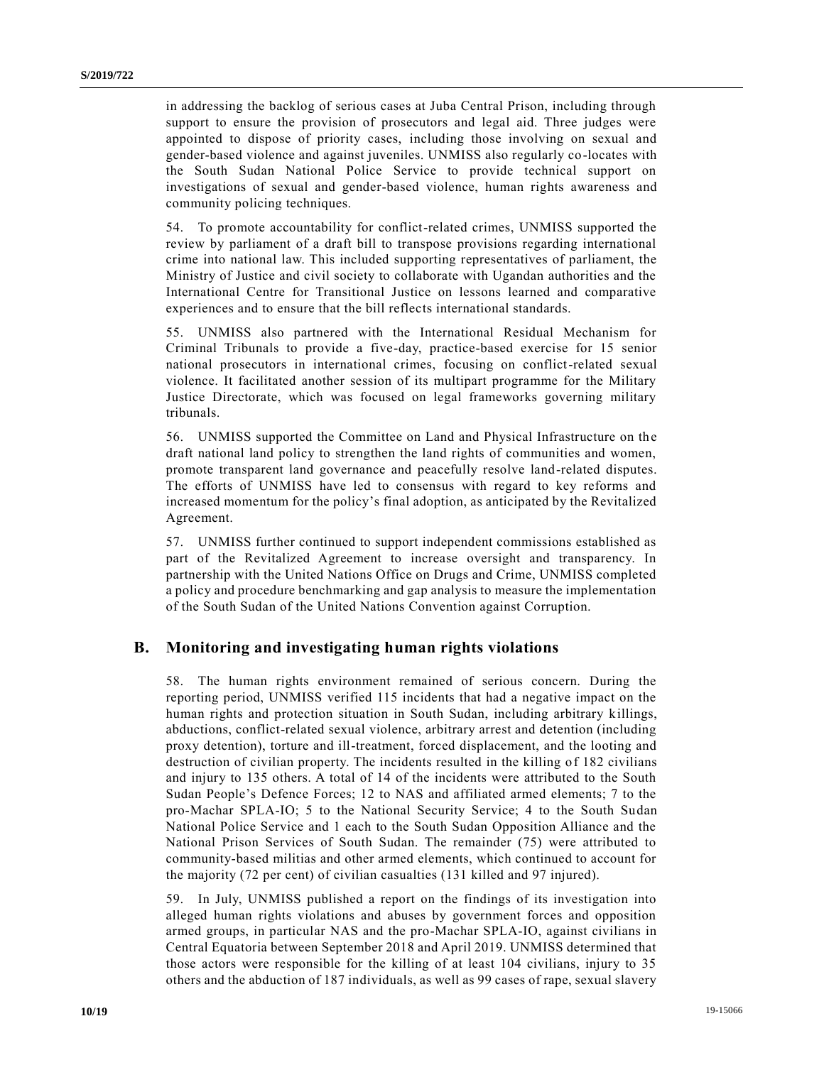in addressing the backlog of serious cases at Juba Central Prison, including through support to ensure the provision of prosecutors and legal aid. Three judges were appointed to dispose of priority cases, including those involving on sexual and gender-based violence and against juveniles. UNMISS also regularly co-locates with the South Sudan National Police Service to provide technical support on investigations of sexual and gender-based violence, human rights awareness and community policing techniques.

54. To promote accountability for conflict-related crimes, UNMISS supported the review by parliament of a draft bill to transpose provisions regarding international crime into national law. This included supporting representatives of parliament, the Ministry of Justice and civil society to collaborate with Ugandan authorities and the International Centre for Transitional Justice on lessons learned and comparative experiences and to ensure that the bill reflects international standards.

55. UNMISS also partnered with the International Residual Mechanism for Criminal Tribunals to provide a five-day, practice-based exercise for 15 senior national prosecutors in international crimes, focusing on conflict-related sexual violence. It facilitated another session of its multipart programme for the Military Justice Directorate, which was focused on legal frameworks governing military tribunals.

56. UNMISS supported the Committee on Land and Physical Infrastructure on the draft national land policy to strengthen the land rights of communities and women, promote transparent land governance and peacefully resolve land-related disputes. The efforts of UNMISS have led to consensus with regard to key reforms and increased momentum for the policy's final adoption, as anticipated by the Revitalized Agreement.

57. UNMISS further continued to support independent commissions established as part of the Revitalized Agreement to increase oversight and transparency. In partnership with the United Nations Office on Drugs and Crime, UNMISS completed a policy and procedure benchmarking and gap analysis to measure the implementation of the South Sudan of the United Nations Convention against Corruption.

## B. Monitoring and investigating human rights violations

58. The human rights environment remained of serious concern. During the reporting period, UNMISS verified 115 incidents that had a negative impact on the human rights and protection situation in South Sudan, including arbitrary killings, abductions, conflict-related sexual violence, arbitrary arrest and detention (including proxy detention), torture and ill-treatment, forced displacement, and the looting and destruction of civilian property. The incidents resulted in the killing of 182 civilians and injury to 135 others. A total of 14 of the incidents were attributed to the South Sudan People's Defence Forces; 12 to NAS and affiliated armed elements; 7 to the pro-Machar SPLA-IO; 5 to the National Security Service; 4 to the South Sudan National Police Service and 1 each to the South Sudan Opposition Alliance and the National Prison Services of South Sudan. The remainder (75) were attributed to community-based militias and other armed elements, which continued to account for the majority (72 per cent) of civilian casualties (131 killed and 97 injured).

59. In July, UNMISS published a report on the findings of its investigation into alleged human rights violations and abuses by government forces and opposition armed groups, in particular NAS and the pro-Machar SPLA-IO, against civilians in Central Equatoria between September 2018 and April 2019. UNMISS determined that those actors were responsible for the killing of at least 104 civilians, injury to 35 others and the abduction of 187 individuals, as well as 99 cases of rape, sexual slavery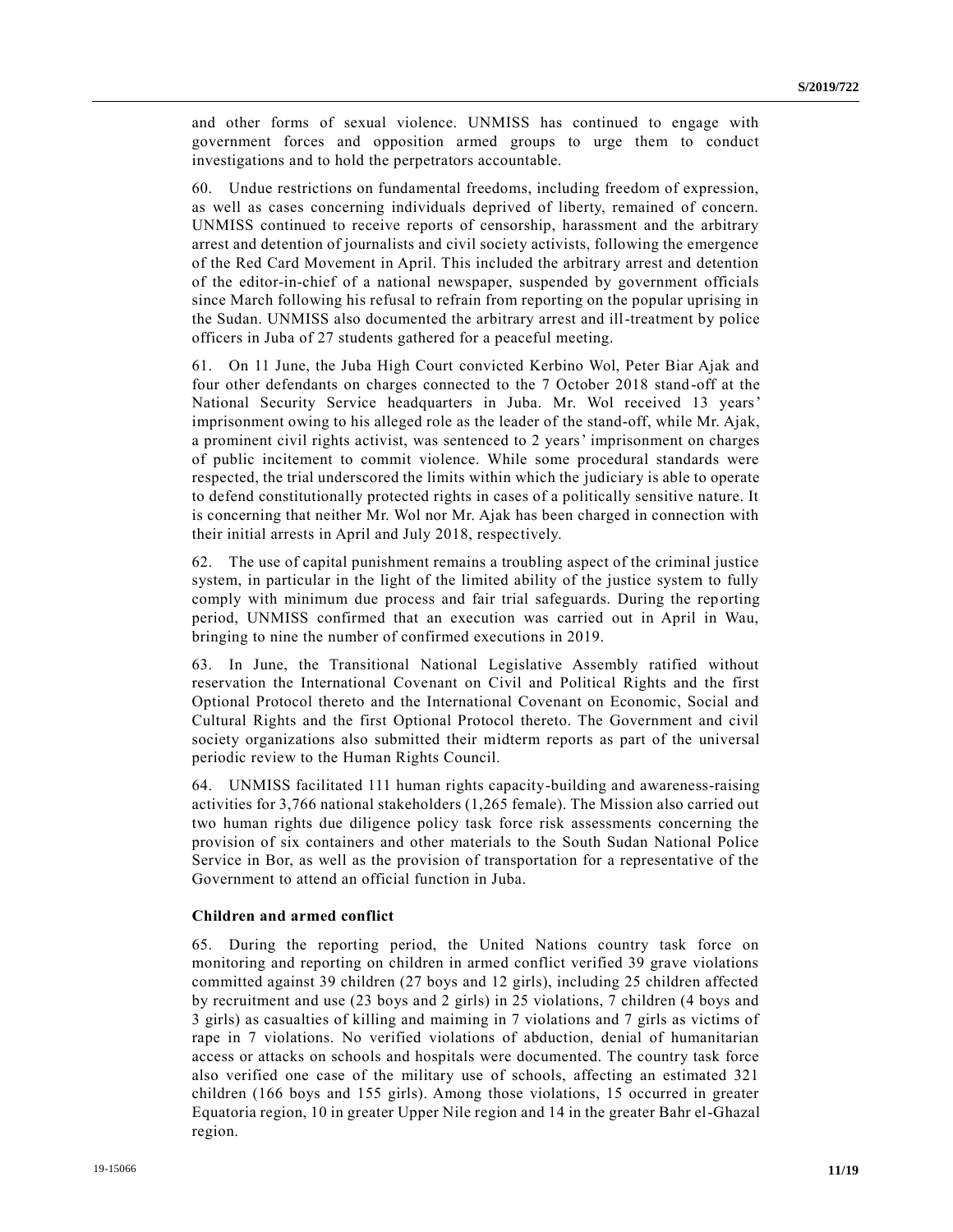and other forms of sexual violence. UNMISS has continued to engage with government forces and opposition armed groups to urge them to conduct investigations and to hold the perpetrators accountable.

60. Undue restrictions on fundamental freedoms, including freedom of expression, as well as cases concerning individuals deprived of liberty, remained of concern. UNMISS continued to receive reports of censorship, harassment and the arbitrary arrest and detention of journalists and civil society activists, following the emergence of the Red Card Movement in April. This included the arbitrary arrest and detention of the editor-in-chief of a national newspaper, suspended by government officials since March following his refusal to refrain from reporting on the popular uprising in the Sudan. UNMISS also documented the arbitrary arrest and ill-treatment by police officers in Juba of 27 students gathered for a peaceful meeting.

61. On 11 June, the Juba High Court convicted Kerbino Wol, Peter Biar Ajak and four other defendants on charges connected to the 7 October 2018 stand-off at the National Security Service headquarters in Juba. Mr. Wol received 13 years' imprisonment owing to his alleged role as the leader of the stand-off, while Mr. Ajak, a prominent civil rights activist, was sentenced to 2 years' imprisonment on charges of public incitement to commit violence. While some procedural standards were respected, the trial underscored the limits within which the judiciary is able to operate to defend constitutionally protected rights in cases of a politically sensitive nature. It is concerning that neither Mr. Wol nor Mr. Ajak has been charged in connection with their initial arrests in April and July 2018, respectively.

62. The use of capital punishment remains a troubling aspect of the criminal justice system, in particular in the light of the limited ability of the justice system to fully comply with minimum due process and fair trial safeguards. During the reporting period, UNMISS confirmed that an execution was carried out in April in Wau, bringing to nine the number of confirmed executions in 2019.

63. In June, the Transitional National Legislative Assembly ratified without reservation the International Covenant on Civil and Political Rights and the first Optional Protocol thereto and the International Covenant on Economic, Social and Cultural Rights and the first Optional Protocol thereto. The Government and civil society organizations also submitted their midterm reports as part of the universal periodic review to the Human Rights Council.

64. UNMISS facilitated 111 human rights capacity-building and awareness-raising activities for 3,766 national stakeholders (1,265 female). The Mission also carried out two human rights due diligence policy task force risk assessments concerning the provision of six containers and other materials to the South Sudan National Police Service in Bor, as well as the provision of transportation for a representative of the Government to attend an official function in Juba.

**Children and armed conflict**

65. During the reporting period, the United Nations country task force on monitoring and reporting on children in armed conflict verified 39 grave violations committed against 39 children (27 boys and 12 girls), including 25 children affected by recruitment and use (23 boys and 2 girls) in 25 violations, 7 children (4 boys and 3 girls) as casualties of killing and maiming in 7 violations and 7 girls as victims of rape in 7 violations. No verified violations of abduction, denial of humanitarian access or attacks on schools and hospitals were documented. The country task force also verified one case of the military use of schools, affecting an estimated 321 children (166 boys and 155 girls). Among those violations, 15 occurred in greater Equatoria region, 10 in greater Upper Nile region and 14 in the greater Bahr el-Ghazal region.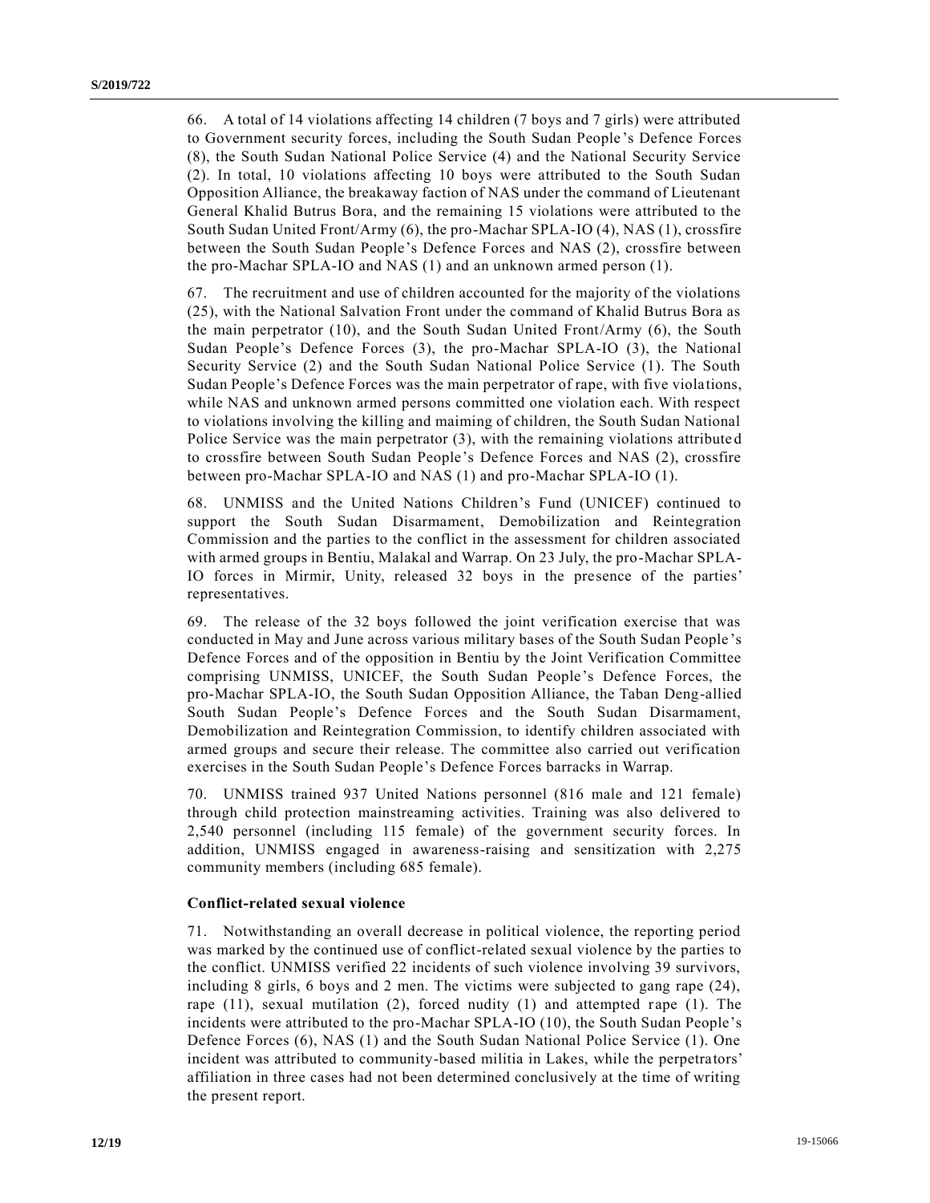66. A total of 14 violations affecting 14 children (7 boys and 7 girls) were attributed to Government security forces, including the South Sudan People's Defence Forces (8), the South Sudan National Police Service (4) and the National Security Service (2). In total, 10 violations affecting 10 boys were attributed to the South Sudan Opposition Alliance, the breakaway faction of NAS under the command of Lieutenant General Khalid Butrus Bora, and the remaining 15 violations were attributed to the South Sudan United Front/Army (6), the pro-Machar SPLA-IO (4), NAS (1), crossfire between the South Sudan People's Defence Forces and NAS (2), crossfire between the pro-Machar SPLA-IO and NAS (1) and an unknown armed person (1).

67. The recruitment and use of children accounted for the majority of the violations (25), with the National Salvation Front under the command of Khalid Butrus Bora as the main perpetrator (10), and the South Sudan United Front/Army (6), the South Sudan People's Defence Forces (3), the pro-Machar SPLA-IO (3), the National Security Service (2) and the South Sudan National Police Service (1). The South Sudan People's Defence Forces was the main perpetrator of rape, with five violations, while NAS and unknown armed persons committed one violation each. With respect to violations involving the killing and maiming of children, the South Sudan National Police Service was the main perpetrator (3), with the remaining violations attributed to crossfire between South Sudan People's Defence Forces and NAS (2), crossfire between pro-Machar SPLA-IO and NAS (1) and pro-Machar SPLA-IO (1).

68. UNMISS and the United Nations Children's Fund (UNICEF) continued to support the South Sudan Disarmament, Demobilization and Reintegration Commission and the parties to the conflict in the assessment for children associated with armed groups in Bentiu, Malakal and Warrap. On 23 July, the pro-Machar SPLA-IO forces in Mirmir, Unity, released 32 boys in the presence of the parties' representatives.

69. The release of the 32 boys followed the joint verification exercise that was conducted in May and June across various military bases of the South Sudan People's Defence Forces and of the opposition in Bentiu by the Joint Verification Committee comprising UNMISS, UNICEF, the South Sudan People's Defence Forces, the pro-Machar SPLA-IO, the South Sudan Opposition Alliance, the Taban Deng-allied South Sudan People's Defence Forces and the South Sudan Disarmament, Demobilization and Reintegration Commission, to identify children associated with armed groups and secure their release. The committee also carried out verification exercises in the South Sudan People's Defence Forces barracks in Warrap.

70. UNMISS trained 937 United Nations personnel (816 male and 121 female) through child protection mainstreaming activities. Training was also delivered to 2,540 personnel (including 115 female) of the government security forces. In addition, UNMISS engaged in awareness-raising and sensitization with 2,275 community members (including 685 female).

### Conflict-related sexual violence

71. Notwithstanding an overall decrease in political violence, the reporting period was marked by the continued use of conflict-related sexual violence by the parties to the conflict. UNMISS verified 22 incidents of such violence involving 39 survivors, including 8 girls, 6 boys and 2 men. The victims were subjected to gang rape (24), rape (11), sexual mutilation (2), forced nudity (1) and attempted rape (1). The incidents were attributed to the pro-Machar SPLA-IO (10), the South Sudan People's Defence Forces (6), NAS (1) and the South Sudan National Police Service (1). One incident was attributed to community-based militia in Lakes, while the perpetrators' affiliation in three cases had not been determined conclusively at the time of writing the present report.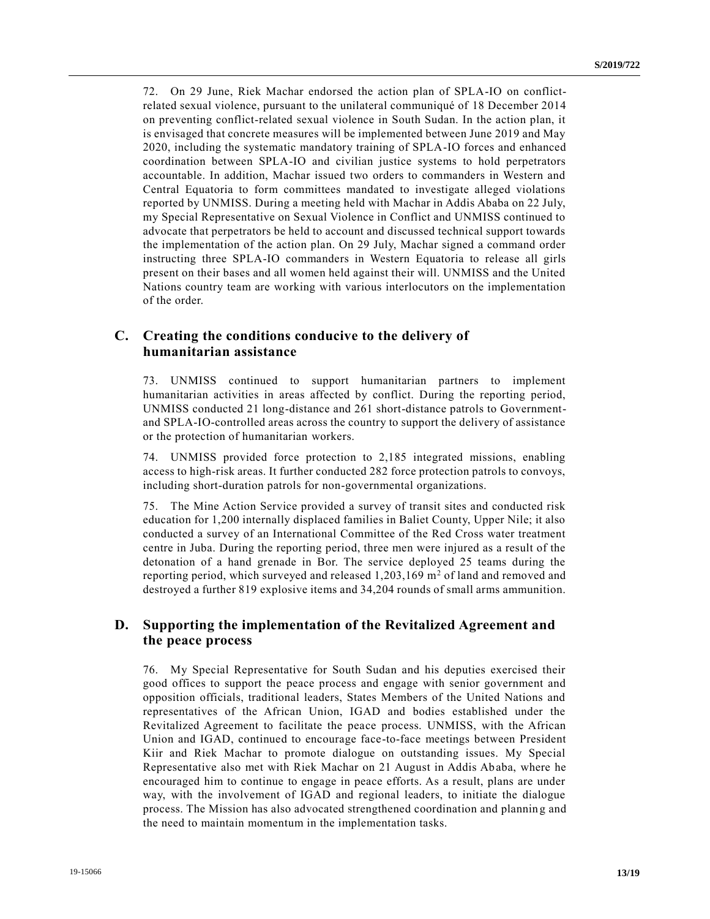72. On 29 June, Riek Machar endorsed the action plan of SPLA-IO on conflict-related sexual violence, pursuant to the unilateral communiqué of 18 December 2014 on preventing conflict-related sexual violence in South Sudan. In the action plan, it is envisaged that concrete measures will be implemented between June 2019 and May 2020, including the systematic mandatory training of SPLA-IO forces and enhanced coordination between SPLA-IO and civilian justice systems to hold perpetrators accountable. In addition, Machar issued two orders to commanders in Western and Central Equatoria to form committees mandated to investigate alleged violations reported by UNMISS. During a meeting held with Machar in Addis Ababa on 22 July, my Special Representative on Sexual Violence in Conflict and UNMISS continued to advocate that perpetrators be held to account and discussed technical support towards the implementation of the action plan. On 29 July, Machar signed a command order instructing three SPLA-IO commanders in Western Equatoria to release all girls present on their bases and all women held against their will. UNMISS and the United Nations country team are working with various interlocutors on the implementation of the order.

## C. Creating the conditions conducive to the delivery of humanitarian assistance

73. UNMISS continued to support humanitarian partners to implement humanitarian activities in areas affected by conflict. During the reporting period, UNMISS conducted 21 long-distance and 261 short-distance patrols to Government- and SPLA-IO-controlled areas across the country to support the delivery of assistance or the protection of humanitarian workers.

74. UNMISS provided force protection to 2,185 integrated missions, enabling access to high-risk areas. It further conducted 282 force protection patrols to convoys, including short-duration patrols for non-governmental organizations.

75. The Mine Action Service provided a survey of transit sites and conducted risk education for 1,200 internally displaced families in Baliet County, Upper Nile; it also conducted a survey of an International Committee of the Red Cross water treatment centre in Juba. During the reporting period, three men were injured as a result of the detonation of a hand grenade in Bor. The service deployed 25 teams during the reporting period, which surveyed and released 1,203,169 $m^2$ of land and removed and destroyed a further 819 explosive items and 34,204 rounds of small arms ammunition.

## D. Supporting the implementation of the Revitalized Agreement and the peace process

76. My Special Representative for South Sudan and his deputies exercised their good offices to support the peace process and engage with senior government and opposition officials, traditional leaders, States Members of the United Nations and representatives of the African Union, IGAD and bodies established under the Revitalized Agreement to facilitate the peace process. UNMISS, with the African Union and IGAD, continued to encourage face-to-face meetings between President Kiir and Riek Machar to promote dialogue on outstanding issues. My Special Representative also met with Riek Machar on 21 August in Addis Ababa, where he encouraged him to continue to engage in peace efforts. As a result, plans are under way, with the involvement of IGAD and regional leaders, to initiate the dialogue process. The Mission has also advocated strengthened coordination and planning and the need to maintain momentum in the implementation tasks.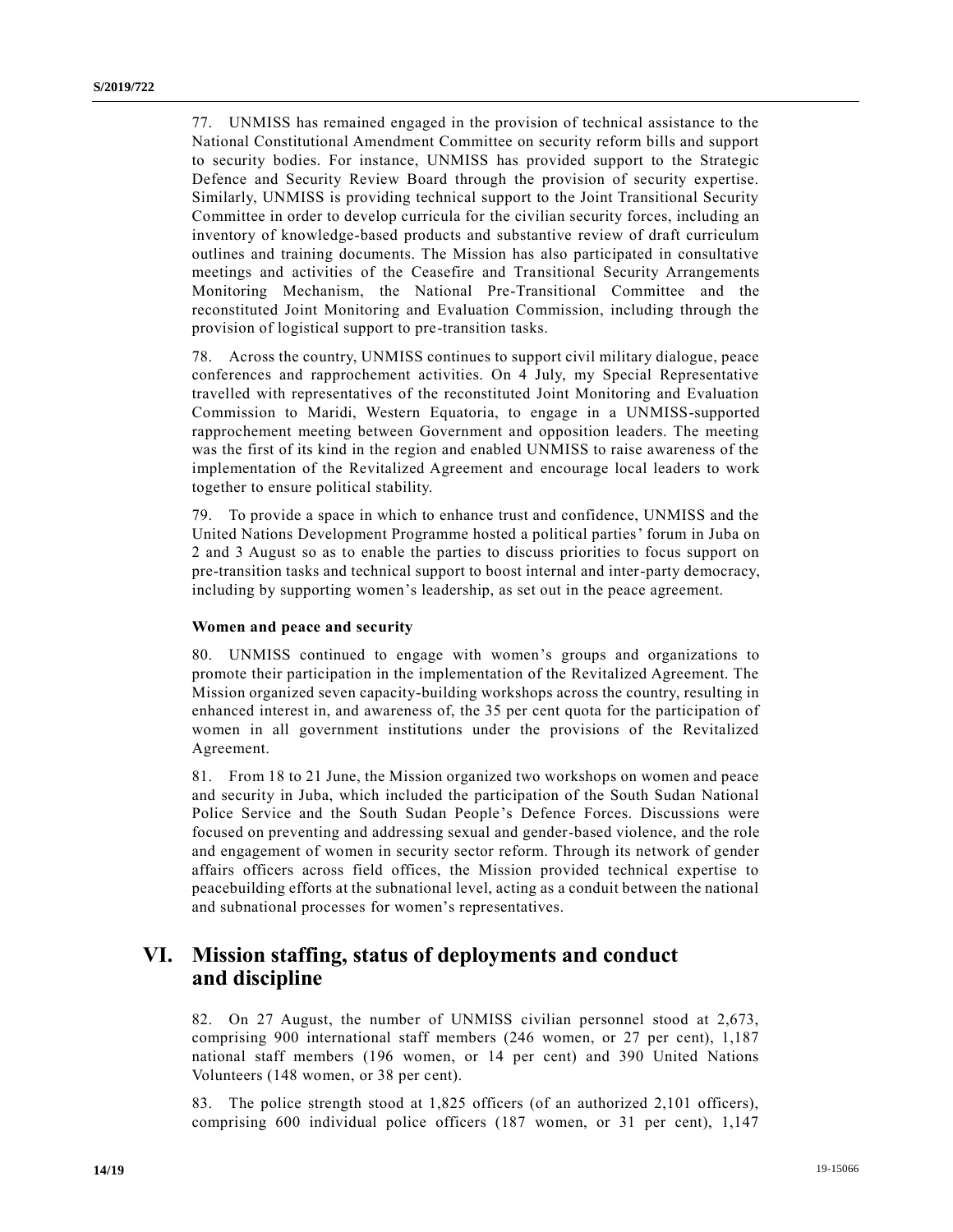77. UNMISS has remained engaged in the provision of technical assistance to the National Constitutional Amendment Committee on security reform bills and support to security bodies. For instance, UNMISS has provided support to the Strategic Defence and Security Review Board through the provision of security expertise. Similarly, UNMISS is providing technical support to the Joint Transitional Security Committee in order to develop curricula for the civilian security forces, including an inventory of knowledge-based products and substantive review of draft curriculum outlines and training documents. The Mission has also participated in consultative meetings and activities of the Ceasefire and Transitional Security Arrangements Monitoring Mechanism, the National Pre-Transitional Committee and the reconstituted Joint Monitoring and Evaluation Commission, including through the provision of logistical support to pre-transition tasks.

78. Across the country, UNMISS continues to support civil military dialogue, peace conferences and rapprochement activities. On 4 July, my Special Representative travelled with representatives of the reconstituted Joint Monitoring and Evaluation Commission to Maridi, Western Equatoria, to engage in a UNMISS-supported rapprochement meeting between Government and opposition leaders. The meeting was the first of its kind in the region and enabled UNMISS to raise awareness of the implementation of the Revitalized Agreement and encourage local leaders to work together to ensure political stability.

79. To provide a space in which to enhance trust and confidence, UNMISS and the United Nations Development Programme hosted a political parties' forum in Juba on 2 and 3 August so as to enable the parties to discuss priorities to focus support on pre-transition tasks and technical support to boost internal and inter-party democracy, including by supporting women's leadership, as set out in the peace agreement.

### Women and peace and security

80. UNMISS continued to engage with women's groups and organizations to promote their participation in the implementation of the Revitalized Agreement. The Mission organized seven capacity-building workshops across the country, resulting in enhanced interest in, and awareness of, the 35 per cent quota for the participation of women in all government institutions under the provisions of the Revitalized Agreement.

81. From 18 to 21 June, the Mission organized two workshops on women and peace and security in Juba, which included the participation of the South Sudan National Police Service and the South Sudan People's Defence Forces. Discussions were focused on preventing and addressing sexual and gender-based violence, and the role and engagement of women in security sector reform. Through its network of gender affairs officers across field offices, the Mission provided technical expertise to peacebuilding efforts at the subnational level, acting as a conduit between the national and subnational processes for women's representatives.

## VI. Mission staffing, status of deployments and conduct and discipline

82. On 27 August, the number of UNMISS civilian personnel stood at 2,673, comprising 900 international staff members (246 women, or 27 per cent), 1,187 national staff members (196 women, or 14 per cent) and 390 United Nations Volunteers (148 women, or 38 per cent).

83. The police strength stood at 1,825 officers (of an authorized 2,101 officers), comprising 600 individual police officers (187 women, or 31 per cent), 1,147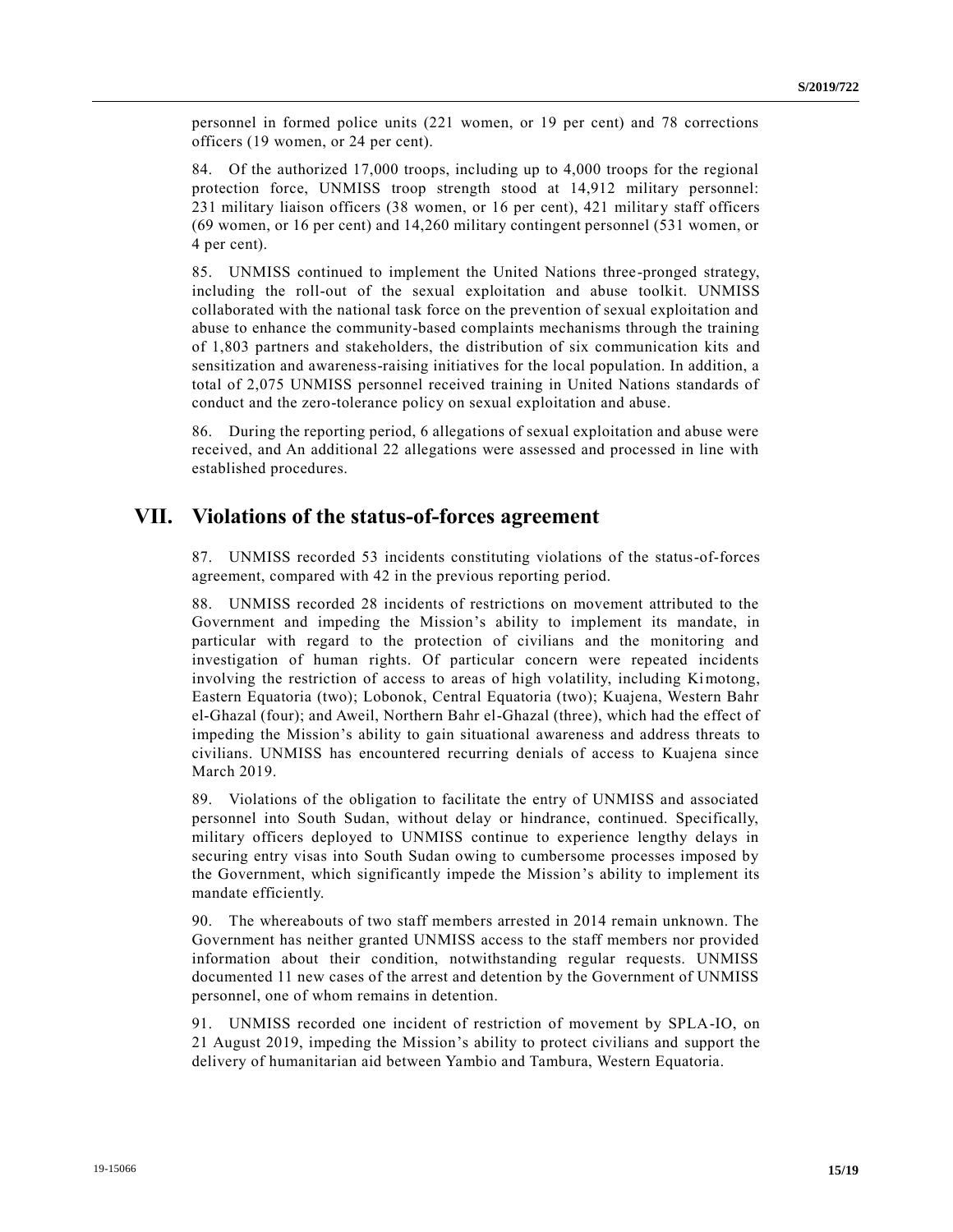personnel in formed police units (221 women, or 19 per cent) and 78 corrections officers (19 women, or 24 per cent).

84. Of the authorized 17,000 troops, including up to 4,000 troops for the regional protection force, UNMISS troop strength stood at 14,912 military personnel: 231 military liaison officers (38 women, or 16 per cent), 421 military staff officers (69 women, or 16 per cent) and 14,260 military contingent personnel (531 women, or 4 per cent).

85. UNMISS continued to implement the United Nations three-pronged strategy, including the roll-out of the sexual exploitation and abuse toolkit. UNMISS collaborated with the national task force on the prevention of sexual exploitation and abuse to enhance the community-based complaints mechanisms through the training of 1,803 partners and stakeholders, the distribution of six communication kits and sensitization and awareness-raising initiatives for the local population. In addition, a total of 2,075 UNMISS personnel received training in United Nations standards of conduct and the zero-tolerance policy on sexual exploitation and abuse.

86. During the reporting period, 6 allegations of sexual exploitation and abuse were received, and An additional 22 allegations were assessed and processed in line with established procedures.

## VII. Violations of the status-of-forces agreement

87. UNMISS recorded 53 incidents constituting violations of the status-of-forces agreement, compared with 42 in the previous reporting period.

88. UNMISS recorded 28 incidents of restrictions on movement attributed to the Government and impeding the Mission's ability to implement its mandate, in particular with regard to the protection of civilians and the monitoring and investigation of human rights. Of particular concern were repeated incidents involving the restriction of access to areas of high volatility, including Kimotong, Eastern Equatoria (two); Lobonok, Central Equatoria (two); Kuajena, Western Bahr el-Ghazal (four); and Aweil, Northern Bahr el-Ghazal (three), which had the effect of impeding the Mission's ability to gain situational awareness and address threats to civilians. UNMISS has encountered recurring denials of access to Kuajena since March 2019.

89. Violations of the obligation to facilitate the entry of UNMISS and associated personnel into South Sudan, without delay or hindrance, continued. Specifically, military officers deployed to UNMISS continue to experience lengthy delays in securing entry visas into South Sudan owing to cumbersome processes imposed by the Government, which significantly impede the Mission's ability to implement its mandate efficiently.

90. The whereabouts of two staff members arrested in 2014 remain unknown. The Government has neither granted UNMISS access to the staff members nor provided information about their condition, notwithstanding regular requests. UNMISS documented 11 new cases of the arrest and detention by the Government of UNMISS personnel, one of whom remains in detention.

91. UNMISS recorded one incident of restriction of movement by SPLA-IO, on 21 August 2019, impeding the Mission's ability to protect civilians and support the delivery of humanitarian aid between Yambio and Tambura, Western Equatoria.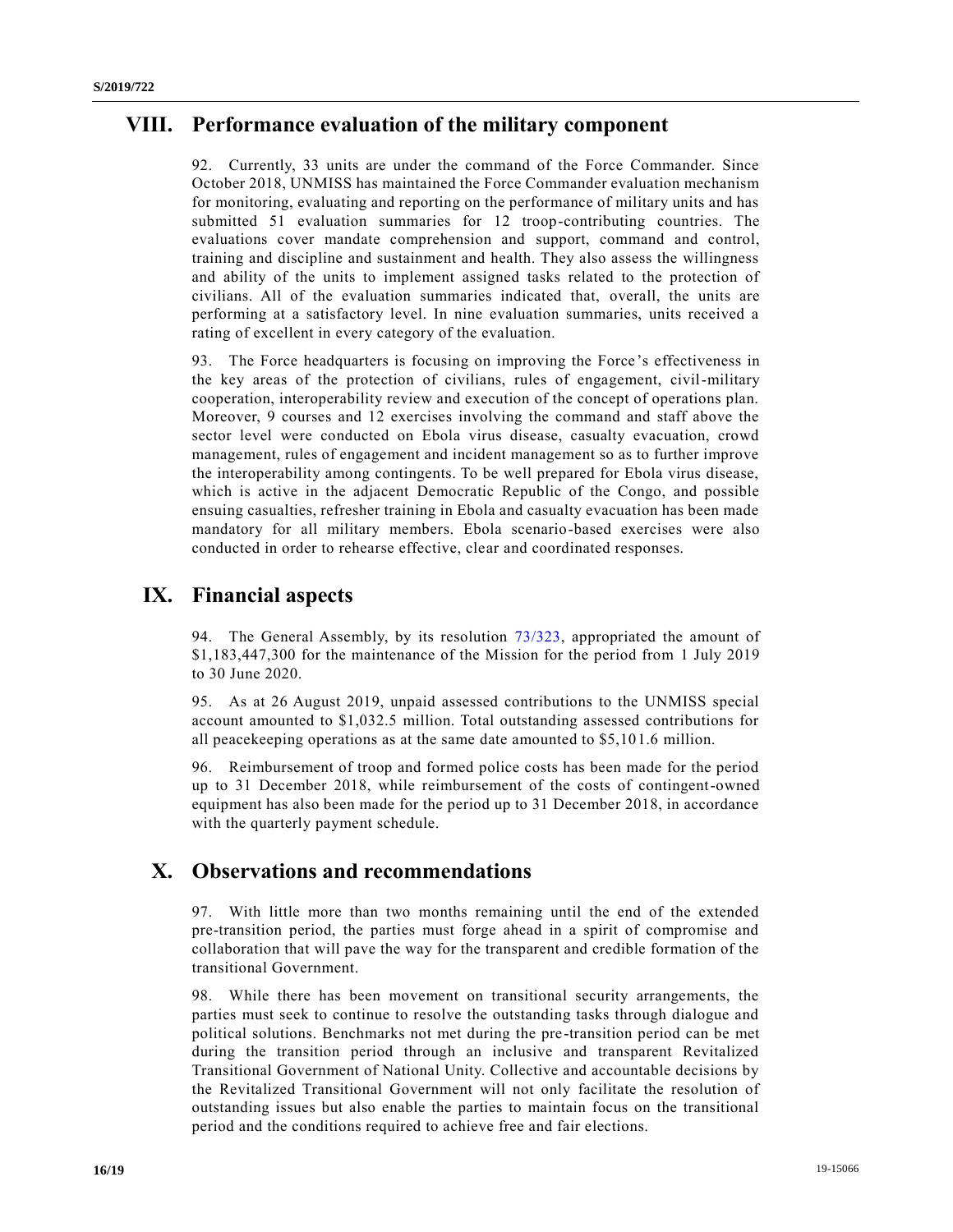## VIII. Performance evaluation of the military component

92. Currently, 33 units are under the command of the Force Commander. Since October 2018, UNMISS has maintained the Force Commander evaluation mechanism for monitoring, evaluating and reporting on the performance of military units and has submitted 51 evaluation summaries for 12 troop-contributing countries. The evaluations cover mandate comprehension and support, command and control, training and discipline and sustainment and health. They also assess the willingness and ability of the units to implement assigned tasks related to the protection of civilians. All of the evaluation summaries indicated that, overall, the units are performing at a satisfactory level. In nine evaluation summaries, units received a rating of excellent in every category of the evaluation.

93. The Force headquarters is focusing on improving the Force's effectiveness in the key areas of the protection of civilians, rules of engagement, civil-military cooperation, interoperability review and execution of the concept of operations plan. Moreover, 9 courses and 12 exercises involving the command and staff above the sector level were conducted on Ebola virus disease, casualty evacuation, crowd management, rules of engagement and incident management so as to further improve the interoperability among contingents. To be well prepared for Ebola virus disease, which is active in the adjacent Democratic Republic of the Congo, and possible ensuing casualties, refresher training in Ebola and casualty evacuation has been made mandatory for all military members. Ebola scenario-based exercises were also conducted in order to rehearse effective, clear and coordinated responses.

## IX. Financial aspects

94. The General Assembly, by its resolution 73/323, appropriated the amount of $1,183,447,300 for the maintenance of the Mission for the period from 1 July 2019 to 30 June 2020.

95. As at 26 August 2019, unpaid assessed contributions to the UNMISS special account amounted to $1,032.5 million. Total outstanding assessed contributions for all peacekeeping operations as at the same date amounted to $5,101.6 million.

96. Reimbursement of troop and formed police costs has been made for the period up to 31 December 2018, while reimbursement of the costs of contingent-owned equipment has also been made for the period up to 31 December 2018, in accordance with the quarterly payment schedule.

## X. Observations and recommendations

97. With little more than two months remaining until the end of the extended pre-transition period, the parties must forge ahead in a spirit of compromise and collaboration that will pave the way for the transparent and credible formation of the transitional Government.

98. While there has been movement on transitional security arrangements, the parties must seek to continue to resolve the outstanding tasks through dialogue and political solutions. Benchmarks not met during the pre-transition period can be met during the transition period through an inclusive and transparent Revitalized Transitional Government of National Unity. Collective and accountable decisions by the Revitalized Transitional Government will not only facilitate the resolution of outstanding issues but also enable the parties to maintain focus on the transitional period and the conditions required to achieve free and fair elections.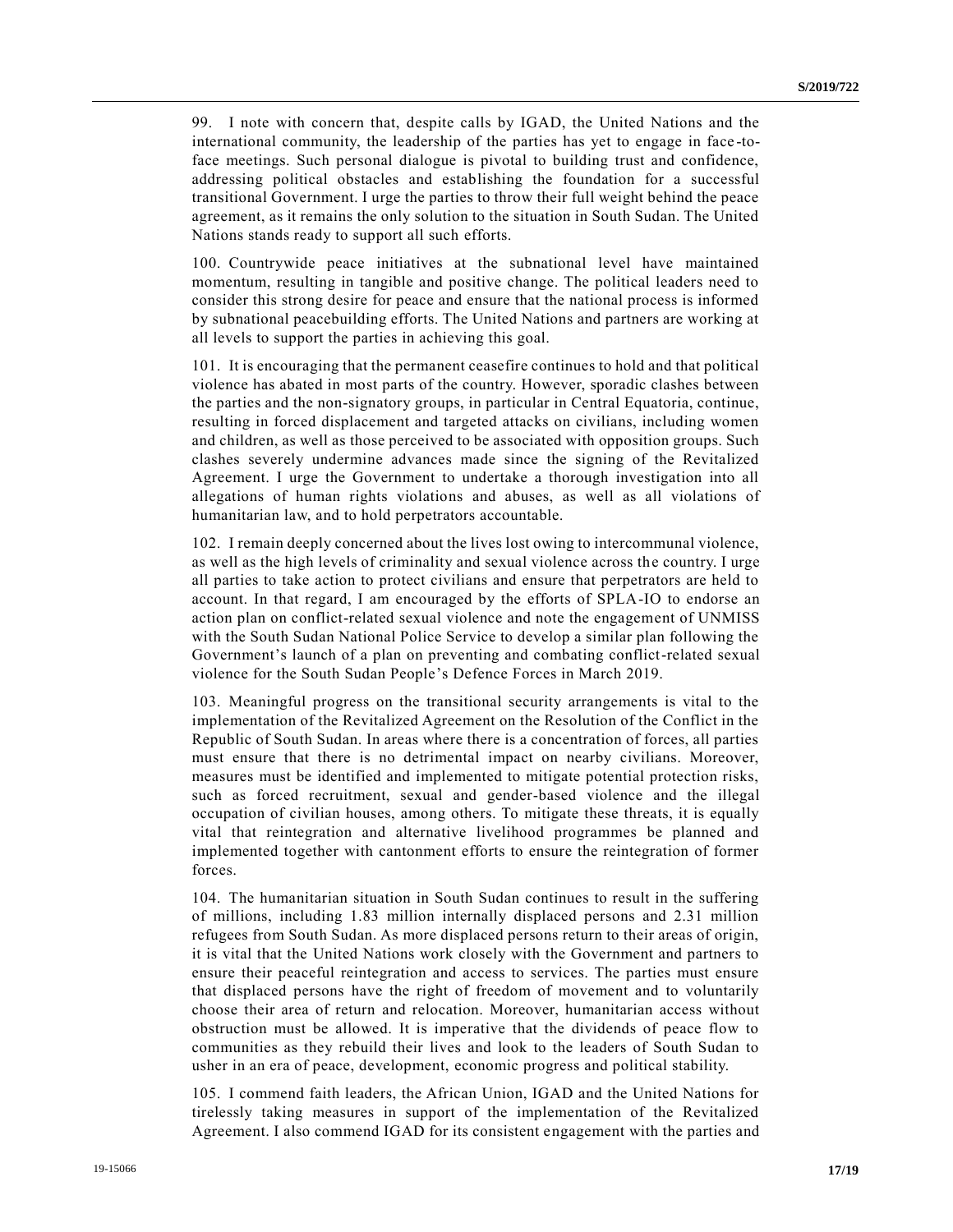99. I note with concern that, despite calls by IGAD, the United Nations and the international community, the leadership of the parties has yet to engage in face-to-face meetings. Such personal dialogue is pivotal to building trust and confidence, addressing political obstacles and establishing the foundation for a successful transitional Government. I urge the parties to throw their full weight behind the peace agreement, as it remains the only solution to the situation in South Sudan. The United Nations stands ready to support all such efforts.

100. Countrywide peace initiatives at the subnational level have maintained momentum, resulting in tangible and positive change. The political leaders need to consider this strong desire for peace and ensure that the national process is informed by subnational peacebuilding efforts. The United Nations and partners are working at all levels to support the parties in achieving this goal.

101. It is encouraging that the permanent ceasefire continues to hold and that political violence has abated in most parts of the country. However, sporadic clashes between the parties and the non-signatory groups, in particular in Central Equatoria, continue, resulting in forced displacement and targeted attacks on civilians, including women and children, as well as those perceived to be associated with opposition groups. Such clashes severely undermine advances made since the signing of the Revitalized Agreement. I urge the Government to undertake a thorough investigation into all allegations of human rights violations and abuses, as well as all violations of humanitarian law, and to hold perpetrators accountable.

102. I remain deeply concerned about the lives lost owing to intercommunal violence, as well as the high levels of criminality and sexual violence across the country. I urge all parties to take action to protect civilians and ensure that perpetrators are held to account. In that regard, I am encouraged by the efforts of SPLA-IO to endorse an action plan on conflict-related sexual violence and note the engagement of UNMISS with the South Sudan National Police Service to develop a similar plan following the Government's launch of a plan on preventing and combating conflict-related sexual violence for the South Sudan People's Defence Forces in March 2019.

103. Meaningful progress on the transitional security arrangements is vital to the implementation of the Revitalized Agreement on the Resolution of the Conflict in the Republic of South Sudan. In areas where there is a concentration of forces, all parties must ensure that there is no detrimental impact on nearby civilians. Moreover, measures must be identified and implemented to mitigate potential protection risks, such as forced recruitment, sexual and gender-based violence and the illegal occupation of civilian houses, among others. To mitigate these threats, it is equally vital that reintegration and alternative livelihood programmes be planned and implemented together with cantonment efforts to ensure the reintegration of former forces.

104. The humanitarian situation in South Sudan continues to result in the suffering of millions, including 1.83 million internally displaced persons and 2.31 million refugees from South Sudan. As more displaced persons return to their areas of origin, it is vital that the United Nations work closely with the Government and partners to ensure their peaceful reintegration and access to services. The parties must ensure that displaced persons have the right of freedom of movement and to voluntarily choose their area of return and relocation. Moreover, humanitarian access without obstruction must be allowed. It is imperative that the dividends of peace flow to communities as they rebuild their lives and look to the leaders of South Sudan to usher in an era of peace, development, economic progress and political stability.

105. I commend faith leaders, the African Union, IGAD and the United Nations for tirelessly taking measures in support of the implementation of the Revitalized Agreement. I also commend IGAD for its consistent engagement with the parties and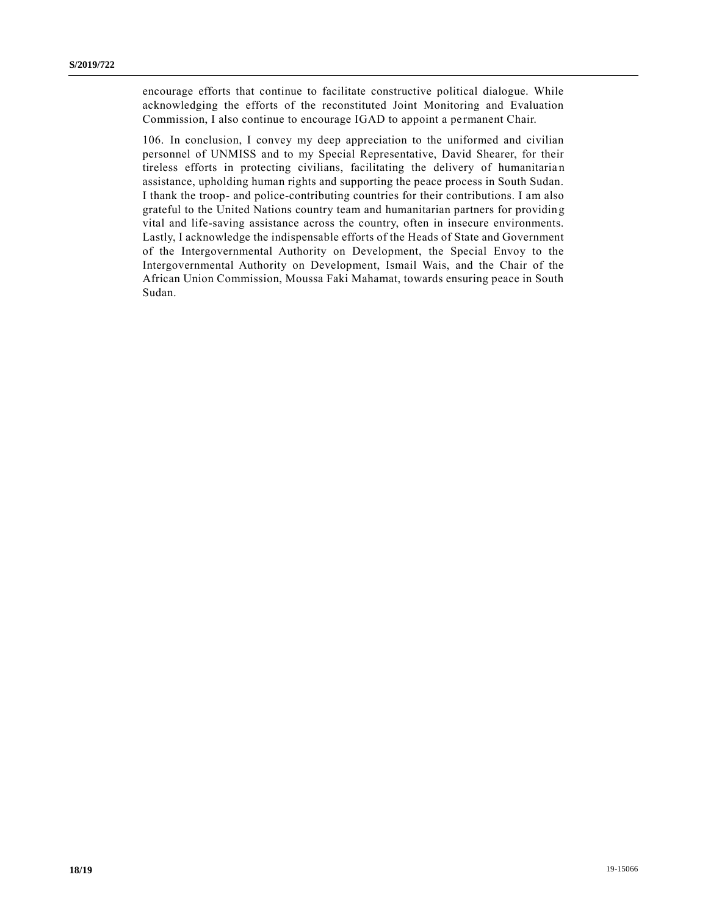encourage efforts that continue to facilitate constructive political dialogue. While acknowledging the efforts of the reconstituted Joint Monitoring and Evaluation Commission, I also continue to encourage IGAD to appoint a permanent Chair.

106. In conclusion, I convey my deep appreciation to the uniformed and civilian personnel of UNMISS and to my Special Representative, David Shearer, for their tireless efforts in protecting civilians, facilitating the delivery of humanitarian assistance, upholding human rights and supporting the peace process in South Sudan. I thank the troop- and police-contributing countries for their contributions. I am also grateful to the United Nations country team and humanitarian partners for providing vital and life-saving assistance across the country, often in insecure environments. Lastly, I acknowledge the indispensable efforts of the Heads of State and Government of the Intergovernmental Authority on Development, the Special Envoy to the Intergovernmental Authority on Development, Ismail Wais, and the Chair of the African Union Commission, Moussa Faki Mahamat, towards ensuring peace in South Sudan.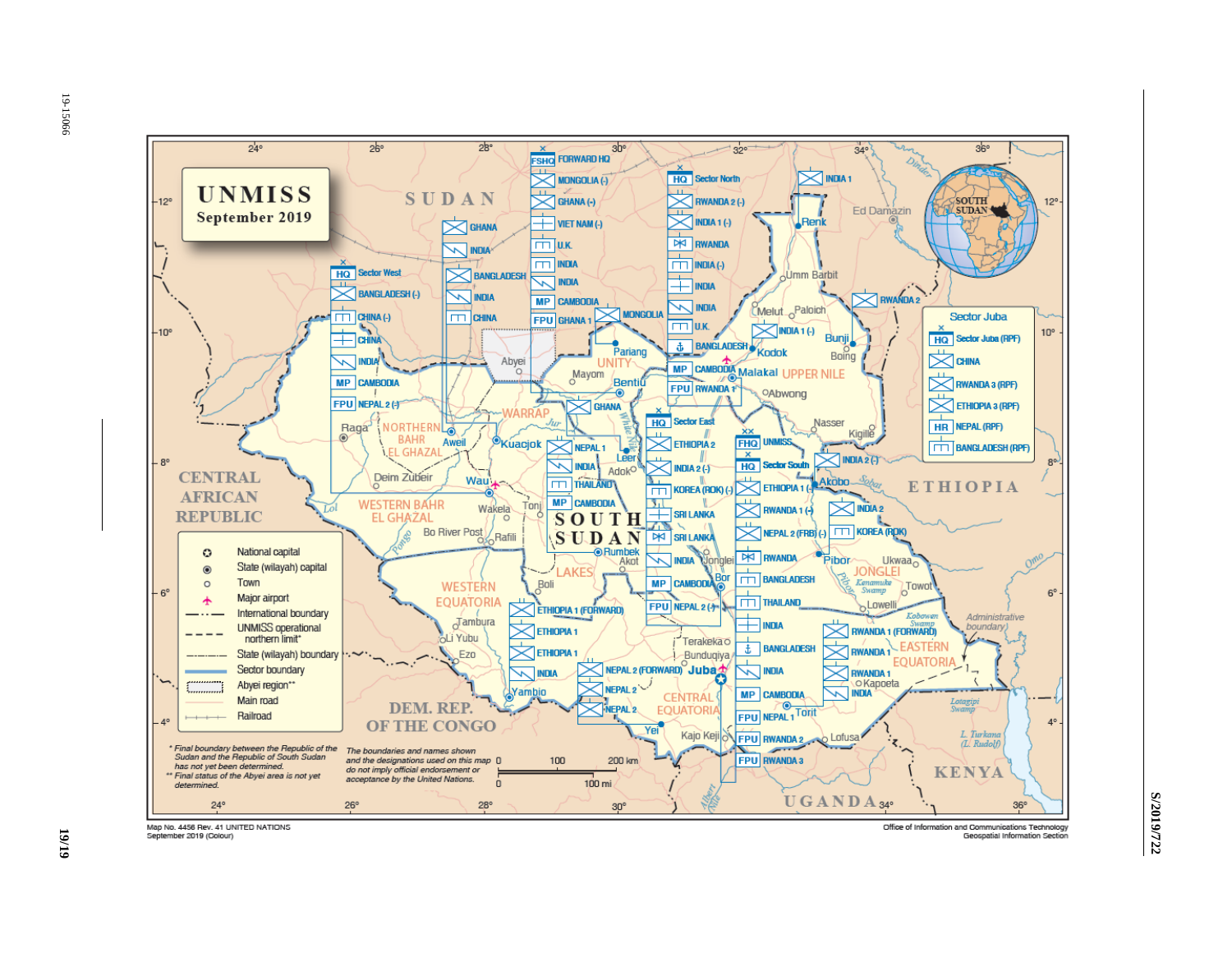**UNMISS**
**September 2019**

National capital
State (wilayah) capital
Town
Major airport
International boundary
UNMISS operational northern limit*
State (wilayah) boundary
Sector boundary
Abyei region**
Main road
Railroad

\* Final boundary between the Republic of the Sudan and the Republic of South Sudan has not yet been determined.
\*\* Final status of the Abyei area is not yet determined.

The boundaries and names shown and the designations used on this map do not imply official endorsement or acceptance by the United Nations.

0 100 200 km
0 100 mi

Map No. 4456 Rev. 41 UNITED NATIONS
September 2019 (Colour)

Office of Information and Communications Technology
Geospatial Information Section